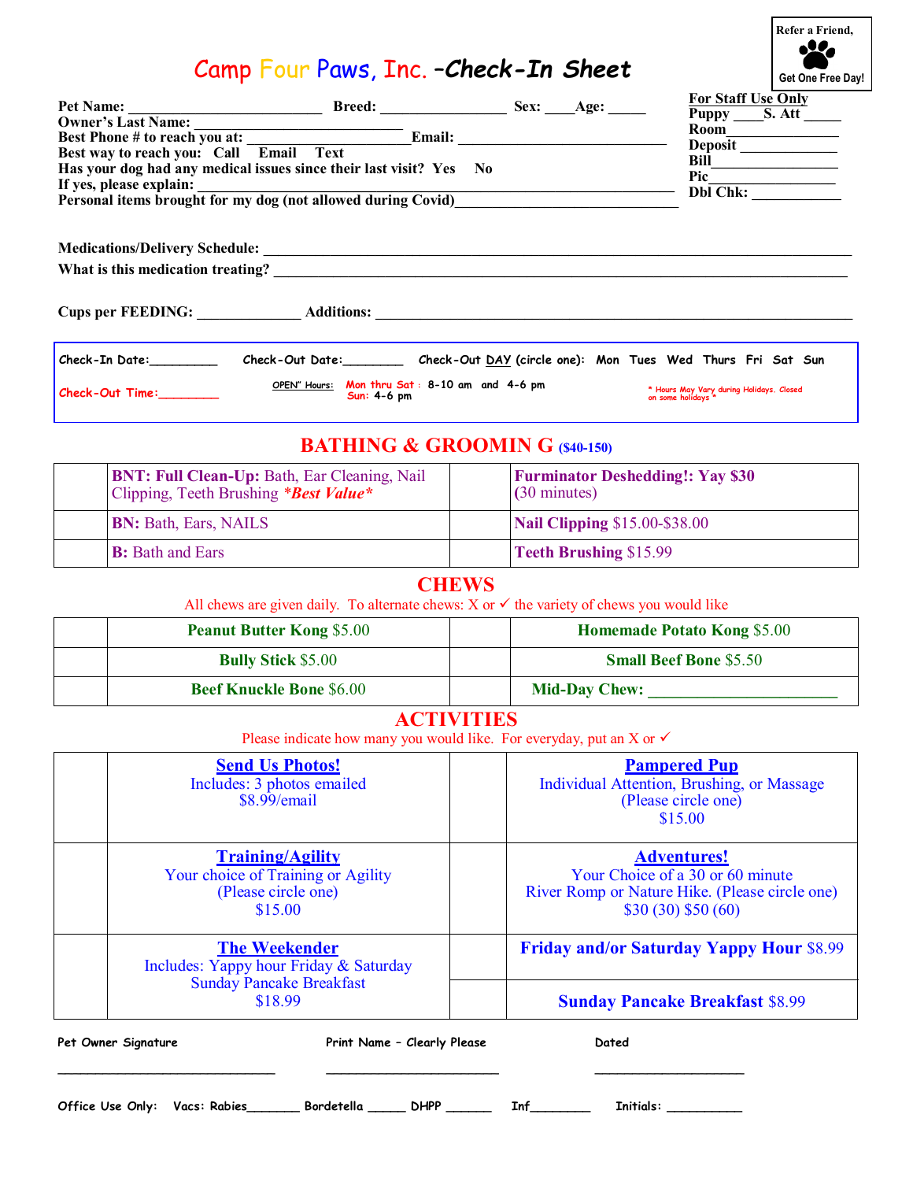Refer a Friend,

Get One Free Day!

# Camp Four Paws, Inc. –*Check-In Sheet*

**Pet Name:** __________________________ **Breed:** _________________ **Sex:** ____**Age:** _____
**Owner's Last Name:** ____________________________
**Best Phone # to reach you at:** ______________________**Email:** ___________________________
**Best way to reach you:** Call Email Text
**Has your dog had any medical issues since their last visit?** Yes No
**If yes, please explain:** _______________________________________________________________
**Personal items brought for my dog (not allowed during Covid)**_____________________________

**For Staff Use Only**
**Puppy** ____**S. Att** _____
**Room**______________
**Deposit** ____________
**Bill**________________
**Pic**________________
**Dbl Chk:** ___________

**Medications/Delivery Schedule:** ______________________________________________________________
**What is this medication treating?** ____________________________________________________________

**Cups per FEEDING:** ______________ **Additions:** ___________________________________________________

Check-In Date:_________ Check-Out Date:________ Check-Out DAY (circle one): Mon Tues Wed Thurs Fri Sat Sun

Check-Out Time:________ OPEN" Hours: Mon thru Sat : 8-10 am and 4-6 pm Sun: 4-6 pm * Hours May Vary during Holidays. Closed on some holidays *

## BATHING & GROOMIN G ($40-150)

| | | | |
|---|---|---|---|
| | **BNT: Full Clean-Up:** Bath, Ear Cleaning, Nail Clipping, Teeth Brushing *\*Best Value\** | | **Furminator Deshedding!: Yay $30** (30 minutes) |
| | **BN:** Bath, Ears, NAILS | | **Nail Clipping** $15.00-$38.00 |
| | **B:** Bath and Ears | | **Teeth Brushing** $15.99 |

## CHEWS

All chews are given daily. To alternate chews: X or ✓ the variety of chews you would like

| | | | |
|---|---|---|---|
| | **Peanut Butter Kong** $5.00 | | **Homemade Potato Kong** $5.00 |
| | **Bully Stick** $5.00 | | **Small Beef Bone** $5.50 |
| | **Beef Knuckle Bone** $6.00 | | **Mid-Day Chew:** ______________________ |

## ACTIVITIES

Please indicate how many you would like. For everyday, put an X or ✓

| | | | |
|---|---|---|---|
| | **Send Us Photos!** Includes: 3 photos emailed $8.99/email | | **Pampered Pup** Individual Attention, Brushing, or Massage (Please circle one) $15.00 |
| | **Training/Agility** Your choice of Training or Agility (Please circle one) $15.00 | | **Adventures!** Your Choice of a 30 or 60 minute River Romp or Nature Hike. (Please circle one) $30 (30) $50 (60) |
| | **The Weekender** Includes: Yappy hour Friday & Saturday Sunday Pancake Breakfast $18.99 | | **Friday and/or Saturday Yappy Hour** $8.99 |
| | | | **Sunday Pancake Breakfast** $8.99 |

Pet Owner Signature ______________________________ Print Name – Clearly Please ________________________ Dated _____________________

Office Use Only: Vacs: Rabies_______ Bordetella _____ DHPP ______ Inf________ Initials: __________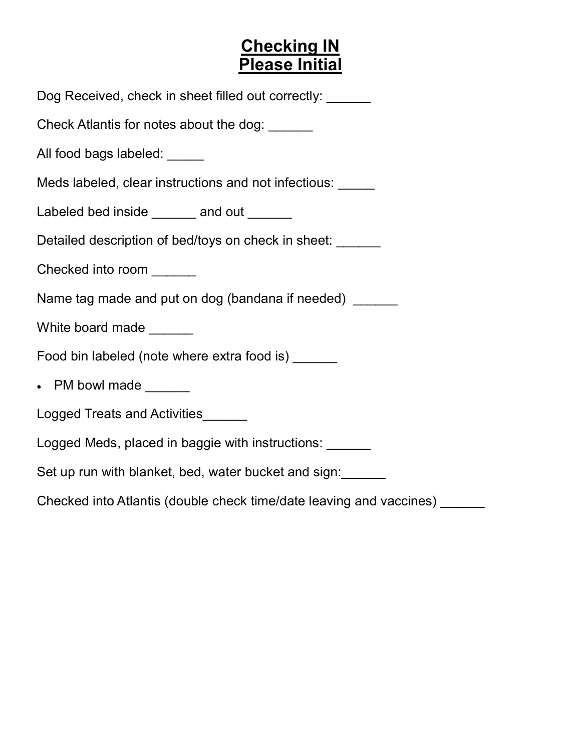# Checking IN
# Please Initial

Dog Received, check in sheet filled out correctly: ______

Check Atlantis for notes about the dog: ______

All food bags labeled: _____

Meds labeled, clear instructions and not infectious: _____

Labeled bed inside ______ and out ______

Detailed description of bed/toys on check in sheet: ______

Checked into room ______

Name tag made and put on dog (bandana if needed) ______

White board made ______

Food bin labeled (note where extra food is) ______

- PM bowl made ______

Logged Treats and Activities______

Logged Meds, placed in baggie with instructions: ______

Set up run with blanket, bed, water bucket and sign:______

Checked into Atlantis (double check time/date leaving and vaccines) ______